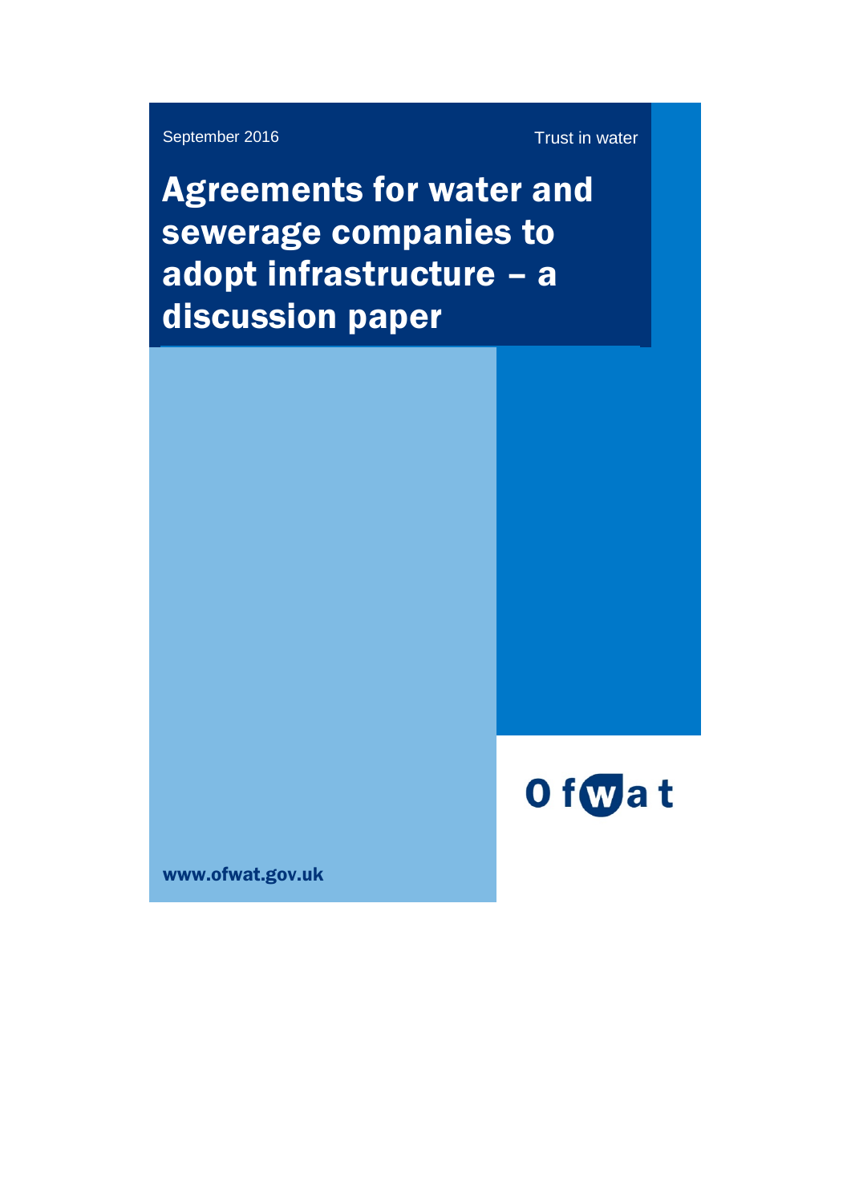September 2016

Trust in water

# Agreements for water and sewerage companies to adopt infrastructure – a discussion paper

Ofwat

www.ofwat.gov.uk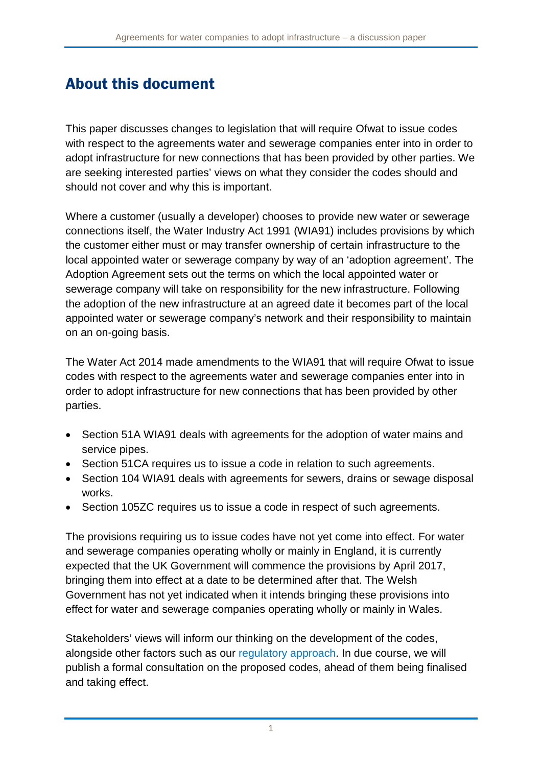## About this document

This paper discusses changes to legislation that will require Ofwat to issue codes with respect to the agreements water and sewerage companies enter into in order to adopt infrastructure for new connections that has been provided by other parties. We are seeking interested parties' views on what they consider the codes should and should not cover and why this is important.

Where a customer (usually a developer) chooses to provide new water or sewerage connections itself, the Water Industry Act 1991 (WIA91) includes provisions by which the customer either must or may transfer ownership of certain infrastructure to the local appointed water or sewerage company by way of an 'adoption agreement'. The Adoption Agreement sets out the terms on which the local appointed water or sewerage company will take on responsibility for the new infrastructure. Following the adoption of the new infrastructure at an agreed date it becomes part of the local appointed water or sewerage company's network and their responsibility to maintain on an on-going basis.

The Water Act 2014 made amendments to the WIA91 that will require Ofwat to issue codes with respect to the agreements water and sewerage companies enter into in order to adopt infrastructure for new connections that has been provided by other parties.

- Section 51A WIA91 deals with agreements for the adoption of water mains and service pipes.
- Section 51CA requires us to issue a code in relation to such agreements.
- Section 104 WIA91 deals with agreements for sewers, drains or sewage disposal works.
- Section 105ZC requires us to issue a code in respect of such agreements.

The provisions requiring us to issue codes have not yet come into effect. For water and sewerage companies operating wholly or mainly in England, it is currently expected that the UK Government will commence the provisions by April 2017, bringing them into effect at a date to be determined after that. The Welsh Government has not yet indicated when it intends bringing these provisions into effect for water and sewerage companies operating wholly or mainly in Wales.

Stakeholders' views will inform our thinking on the development of the codes, alongside other factors such as our regulatory approach. In due course, we will publish a formal consultation on the proposed codes, ahead of them being finalised and taking effect.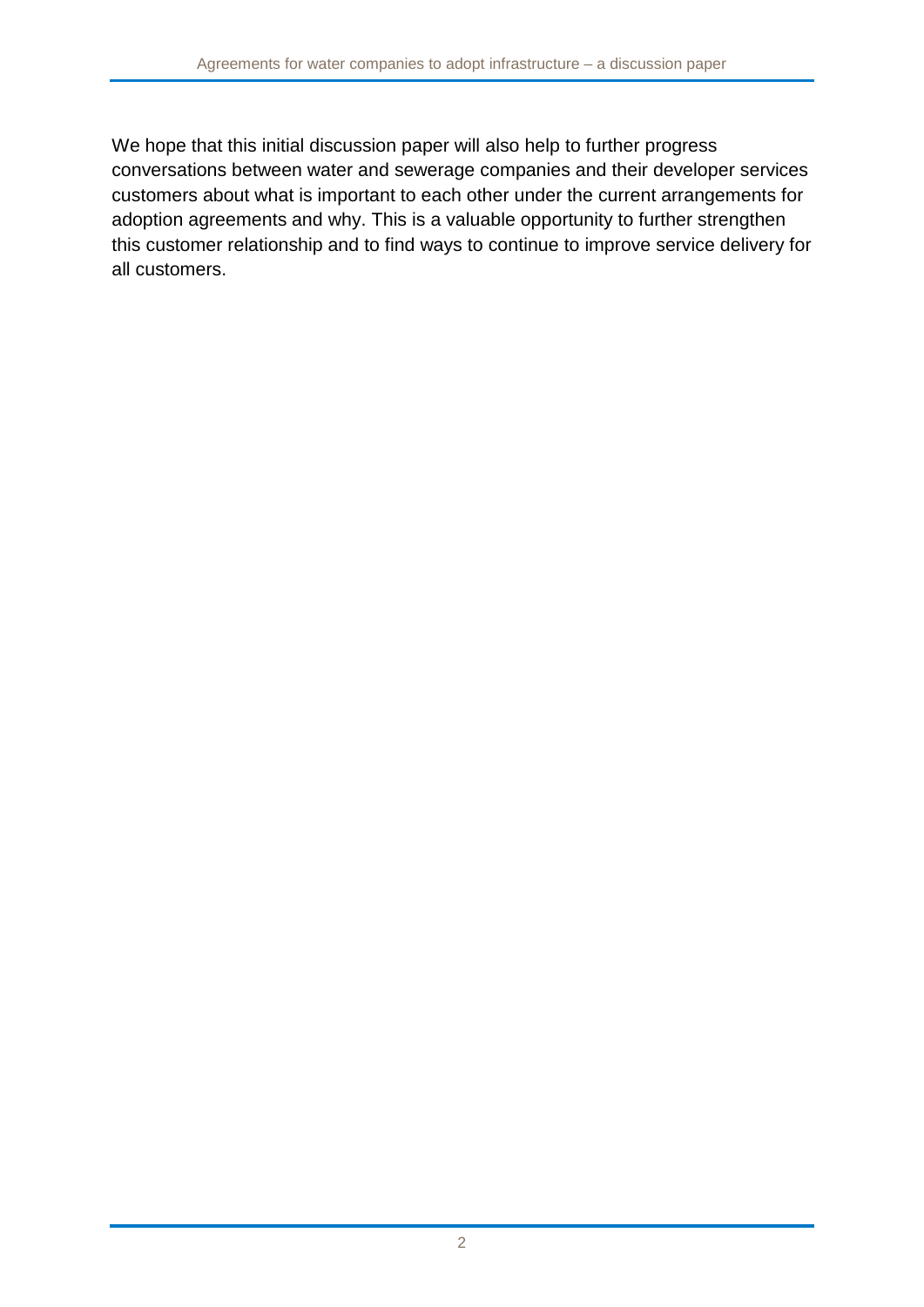We hope that this initial discussion paper will also help to further progress conversations between water and sewerage companies and their developer services customers about what is important to each other under the current arrangements for adoption agreements and why. This is a valuable opportunity to further strengthen this customer relationship and to find ways to continue to improve service delivery for all customers.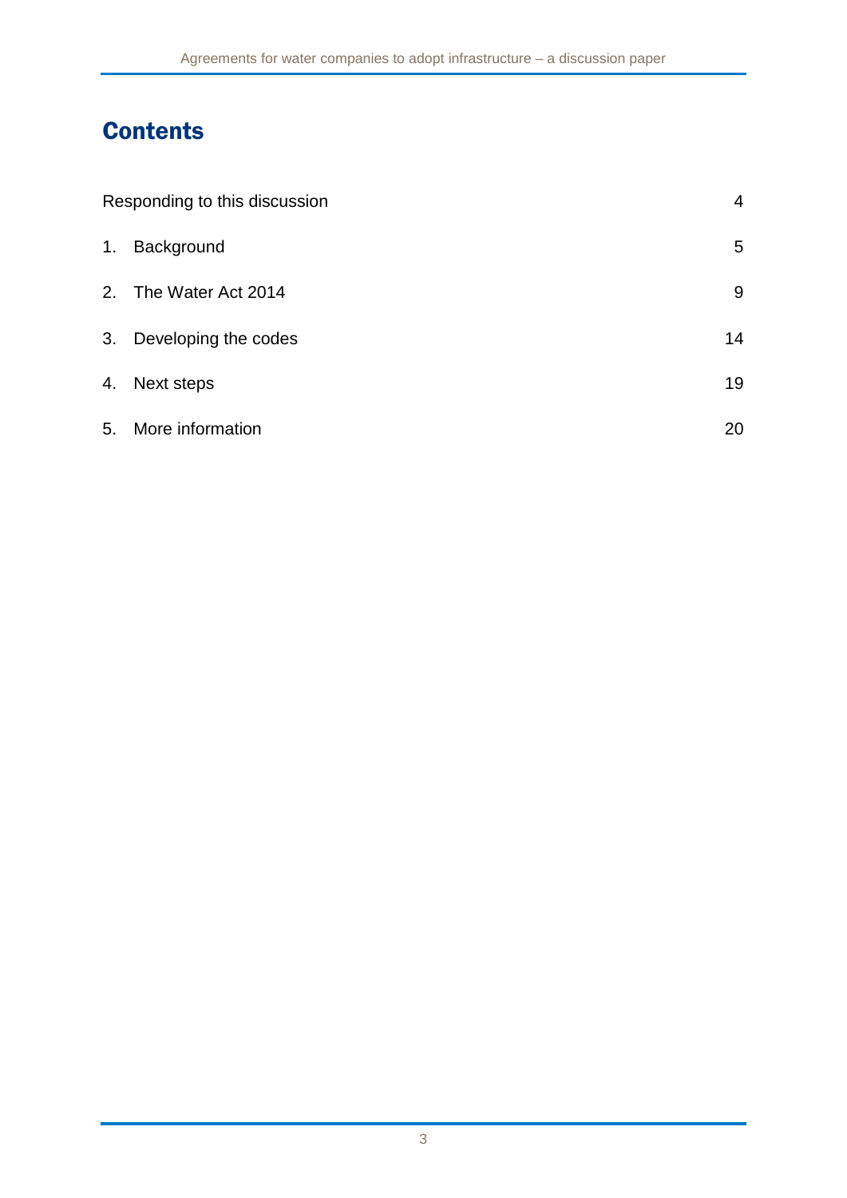# Contents

| | |
|---|---|
| Responding to this discussion | 4 |
| 1. Background | 5 |
| 2. The Water Act 2014 | 9 |
| 3. Developing the codes | 14 |
| 4. Next steps | 19 |
| 5. More information | 20 |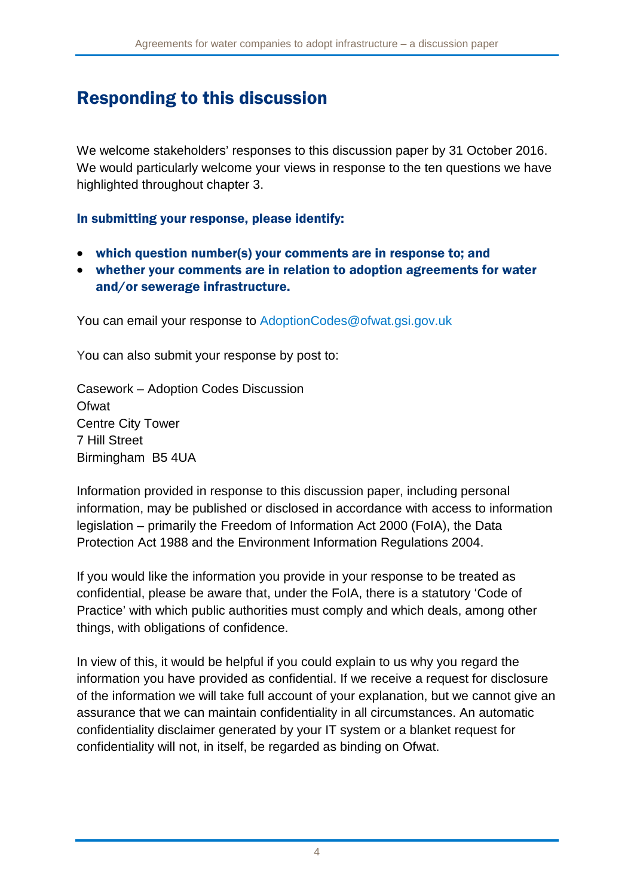# Responding to this discussion

We welcome stakeholders' responses to this discussion paper by 31 October 2016. We would particularly welcome your views in response to the ten questions we have highlighted throughout chapter 3.

**In submitting your response, please identify:**

- **which question number(s) your comments are in response to; and**
- **whether your comments are in relation to adoption agreements for water and/or sewerage infrastructure.**

You can email your response to AdoptionCodes@ofwat.gsi.gov.uk

You can also submit your response by post to:

Casework – Adoption Codes Discussion
Ofwat
Centre City Tower
7 Hill Street
Birmingham B5 4UA

Information provided in response to this discussion paper, including personal information, may be published or disclosed in accordance with access to information legislation – primarily the Freedom of Information Act 2000 (FoIA), the Data Protection Act 1988 and the Environment Information Regulations 2004.

If you would like the information you provide in your response to be treated as confidential, please be aware that, under the FoIA, there is a statutory 'Code of Practice' with which public authorities must comply and which deals, among other things, with obligations of confidence.

In view of this, it would be helpful if you could explain to us why you regard the information you have provided as confidential. If we receive a request for disclosure of the information we will take full account of your explanation, but we cannot give an assurance that we can maintain confidentiality in all circumstances. An automatic confidentiality disclaimer generated by your IT system or a blanket request for confidentiality will not, in itself, be regarded as binding on Ofwat.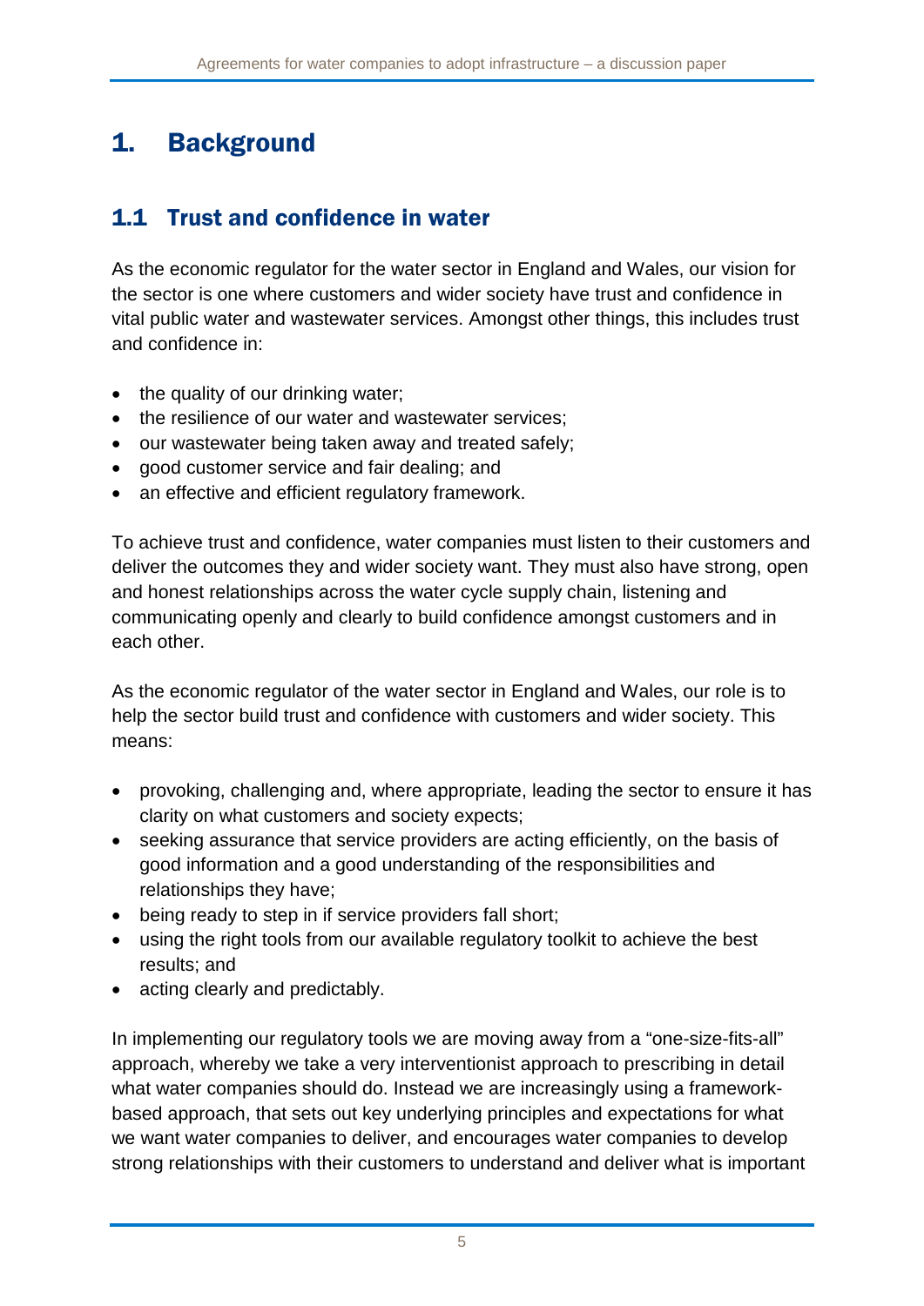# 1. Background

## 1.1 Trust and confidence in water

As the economic regulator for the water sector in England and Wales, our vision for the sector is one where customers and wider society have trust and confidence in vital public water and wastewater services. Amongst other things, this includes trust and confidence in:

- the quality of our drinking water;
- the resilience of our water and wastewater services;
- our wastewater being taken away and treated safely;
- good customer service and fair dealing; and
- an effective and efficient regulatory framework.

To achieve trust and confidence, water companies must listen to their customers and deliver the outcomes they and wider society want. They must also have strong, open and honest relationships across the water cycle supply chain, listening and communicating openly and clearly to build confidence amongst customers and in each other.

As the economic regulator of the water sector in England and Wales, our role is to help the sector build trust and confidence with customers and wider society. This means:

- provoking, challenging and, where appropriate, leading the sector to ensure it has clarity on what customers and society expects;
- seeking assurance that service providers are acting efficiently, on the basis of good information and a good understanding of the responsibilities and relationships they have;
- being ready to step in if service providers fall short;
- using the right tools from our available regulatory toolkit to achieve the best results; and
- acting clearly and predictably.

In implementing our regulatory tools we are moving away from a "one-size-fits-all" approach, whereby we take a very interventionist approach to prescribing in detail what water companies should do. Instead we are increasingly using a framework-based approach, that sets out key underlying principles and expectations for what we want water companies to deliver, and encourages water companies to develop strong relationships with their customers to understand and deliver what is important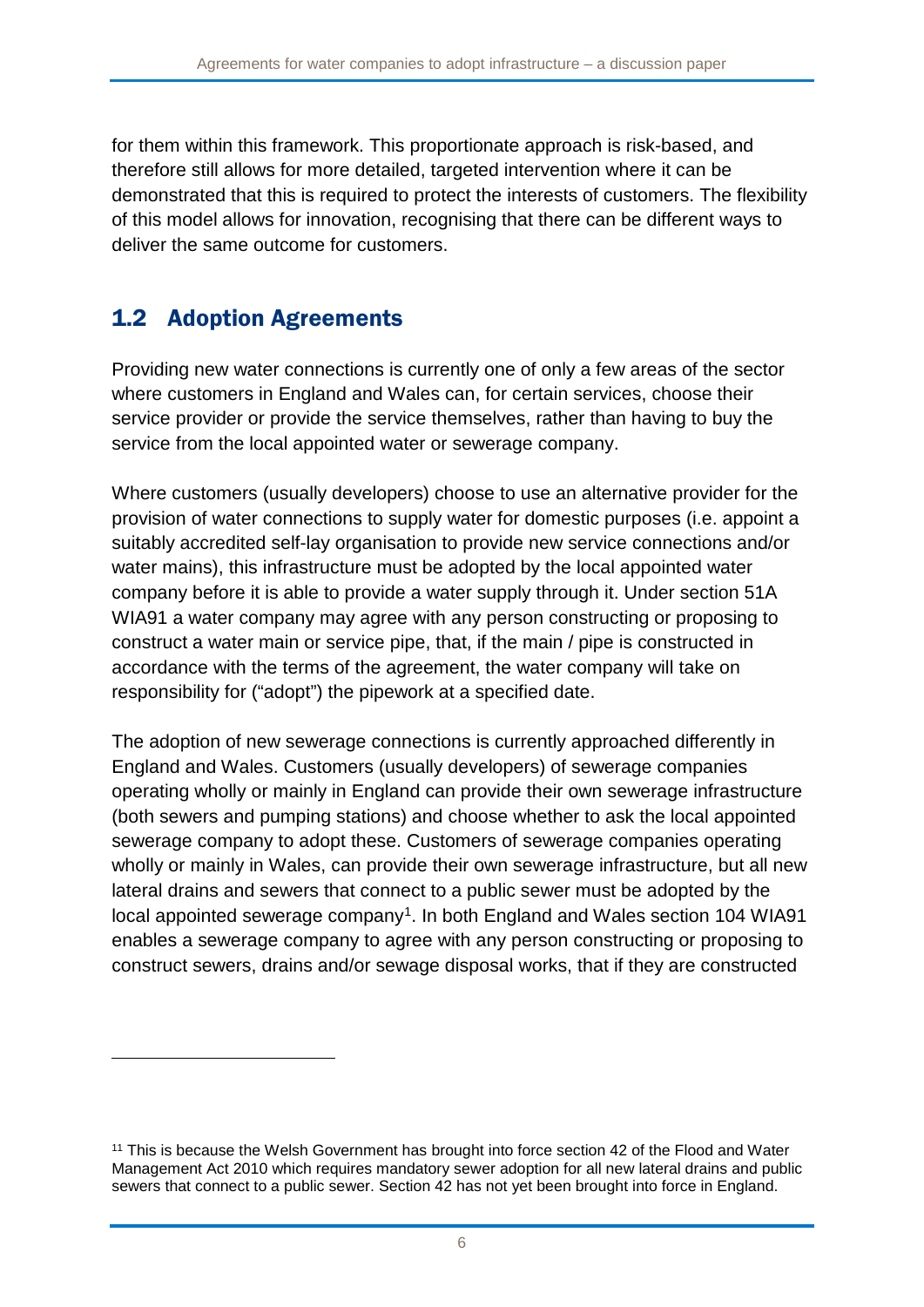for them within this framework. This proportionate approach is risk-based, and therefore still allows for more detailed, targeted intervention where it can be demonstrated that this is required to protect the interests of customers. The flexibility of this model allows for innovation, recognising that there can be different ways to deliver the same outcome for customers.

## 1.2 Adoption Agreements

Providing new water connections is currently one of only a few areas of the sector where customers in England and Wales can, for certain services, choose their service provider or provide the service themselves, rather than having to buy the service from the local appointed water or sewerage company.

Where customers (usually developers) choose to use an alternative provider for the provision of water connections to supply water for domestic purposes (i.e. appoint a suitably accredited self-lay organisation to provide new service connections and/or water mains), this infrastructure must be adopted by the local appointed water company before it is able to provide a water supply through it. Under section 51A WIA91 a water company may agree with any person constructing or proposing to construct a water main or service pipe, that, if the main / pipe is constructed in accordance with the terms of the agreement, the water company will take on responsibility for ("adopt") the pipework at a specified date.

The adoption of new sewerage connections is currently approached differently in England and Wales. Customers (usually developers) of sewerage companies operating wholly or mainly in England can provide their own sewerage infrastructure (both sewers and pumping stations) and choose whether to ask the local appointed sewerage company to adopt these. Customers of sewerage companies operating wholly or mainly in Wales, can provide their own sewerage infrastructure, but all new lateral drains and sewers that connect to a public sewer must be adopted by the local appointed sewerage company[1]. In both England and Wales section 104 WIA91 enables a sewerage company to agree with any person constructing or proposing to construct sewers, drains and/or sewage disposal works, that if they are constructed

[11] This is because the Welsh Government has brought into force section 42 of the Flood and Water Management Act 2010 which requires mandatory sewer adoption for all new lateral drains and public sewers that connect to a public sewer. Section 42 has not yet been brought into force in England.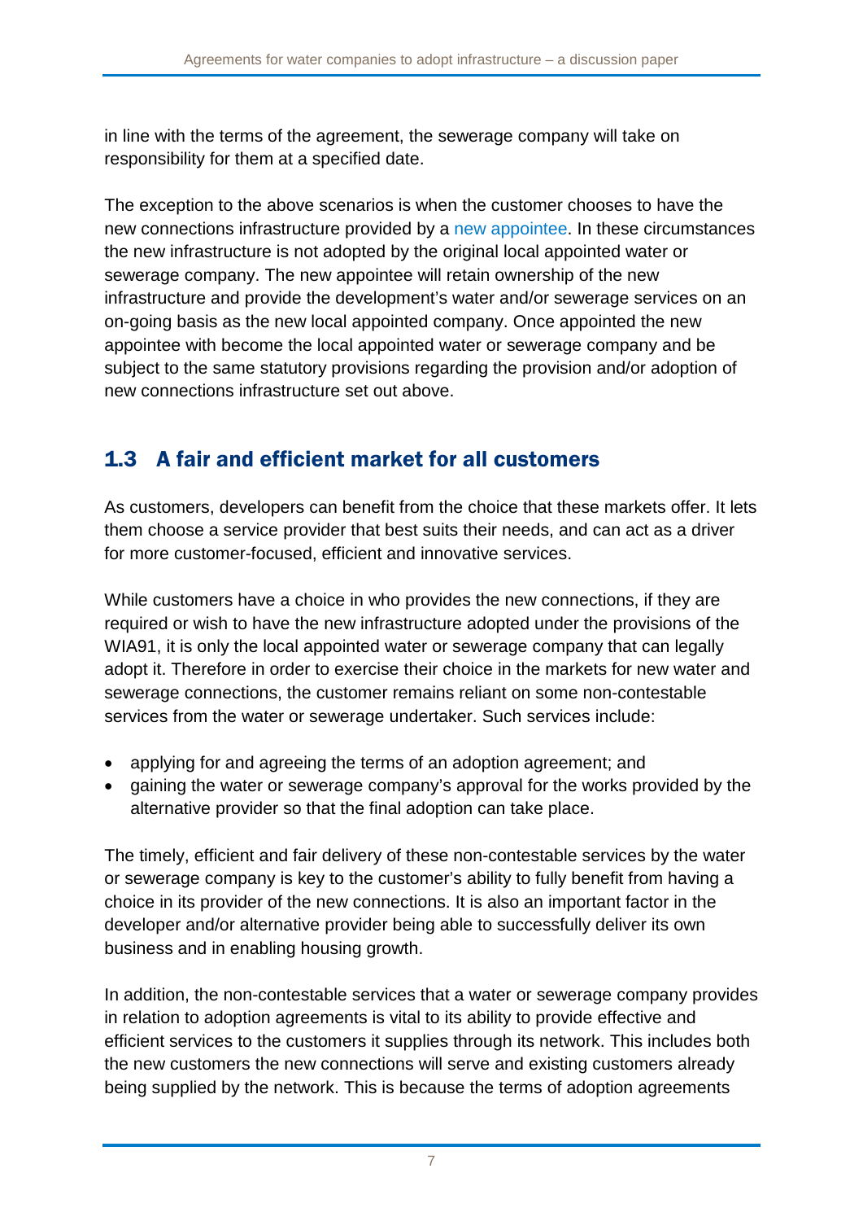in line with the terms of the agreement, the sewerage company will take on responsibility for them at a specified date.

The exception to the above scenarios is when the customer chooses to have the new connections infrastructure provided by a new appointee. In these circumstances the new infrastructure is not adopted by the original local appointed water or sewerage company. The new appointee will retain ownership of the new infrastructure and provide the development's water and/or sewerage services on an on-going basis as the new local appointed company. Once appointed the new appointee with become the local appointed water or sewerage company and be subject to the same statutory provisions regarding the provision and/or adoption of new connections infrastructure set out above.

## 1.3 A fair and efficient market for all customers

As customers, developers can benefit from the choice that these markets offer. It lets them choose a service provider that best suits their needs, and can act as a driver for more customer-focused, efficient and innovative services.

While customers have a choice in who provides the new connections, if they are required or wish to have the new infrastructure adopted under the provisions of the WIA91, it is only the local appointed water or sewerage company that can legally adopt it. Therefore in order to exercise their choice in the markets for new water and sewerage connections, the customer remains reliant on some non-contestable services from the water or sewerage undertaker. Such services include:

- applying for and agreeing the terms of an adoption agreement; and
- gaining the water or sewerage company's approval for the works provided by the alternative provider so that the final adoption can take place.

The timely, efficient and fair delivery of these non-contestable services by the water or sewerage company is key to the customer's ability to fully benefit from having a choice in its provider of the new connections. It is also an important factor in the developer and/or alternative provider being able to successfully deliver its own business and in enabling housing growth.

In addition, the non-contestable services that a water or sewerage company provides in relation to adoption agreements is vital to its ability to provide effective and efficient services to the customers it supplies through its network. This includes both the new customers the new connections will serve and existing customers already being supplied by the network. This is because the terms of adoption agreements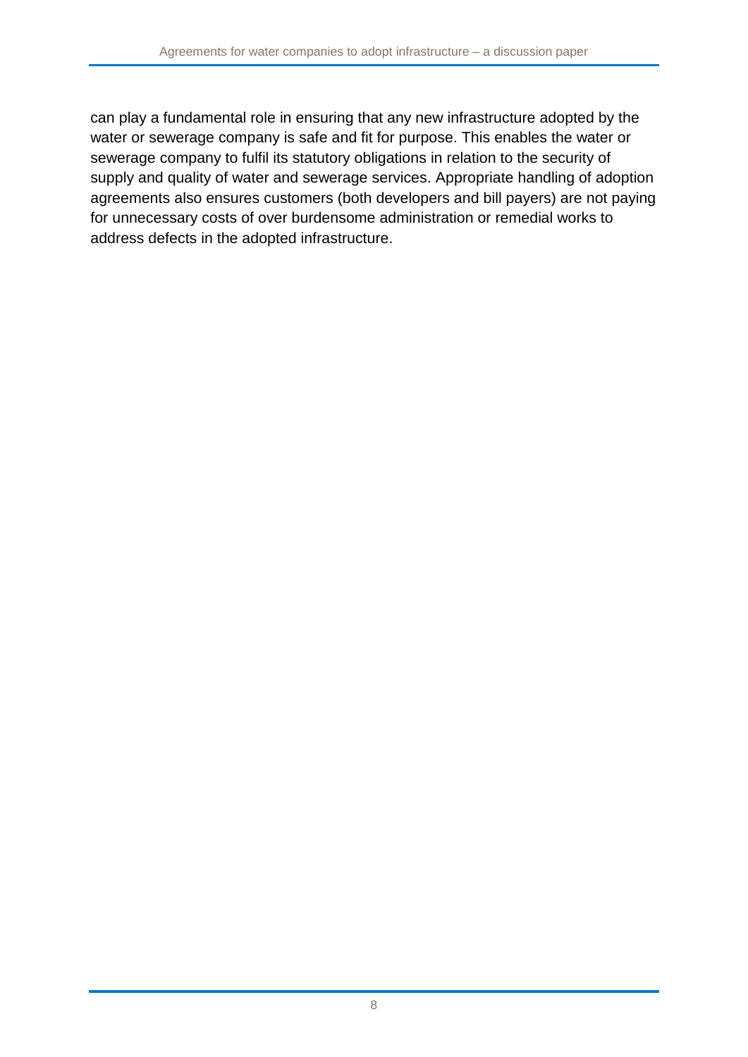can play a fundamental role in ensuring that any new infrastructure adopted by the water or sewerage company is safe and fit for purpose. This enables the water or sewerage company to fulfil its statutory obligations in relation to the security of supply and quality of water and sewerage services. Appropriate handling of adoption agreements also ensures customers (both developers and bill payers) are not paying for unnecessary costs of over burdensome administration or remedial works to address defects in the adopted infrastructure.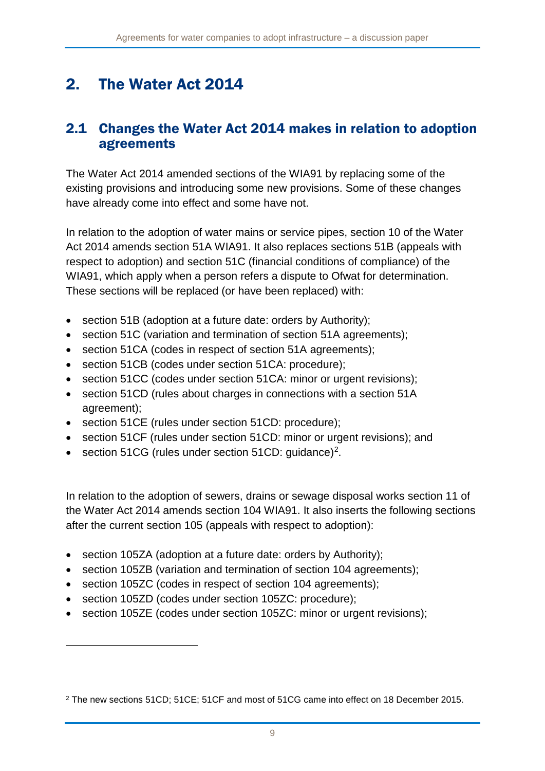# 2. The Water Act 2014

## 2.1 Changes the Water Act 2014 makes in relation to adoption agreements

The Water Act 2014 amended sections of the WIA91 by replacing some of the existing provisions and introducing some new provisions. Some of these changes have already come into effect and some have not.

In relation to the adoption of water mains or service pipes, section 10 of the Water Act 2014 amends section 51A WIA91. It also replaces sections 51B (appeals with respect to adoption) and section 51C (financial conditions of compliance) of the WIA91, which apply when a person refers a dispute to Ofwat for determination. These sections will be replaced (or have been replaced) with:

- section 51B (adoption at a future date: orders by Authority);
- section 51C (variation and termination of section 51A agreements);
- section 51CA (codes in respect of section 51A agreements);
- section 51CB (codes under section 51CA: procedure);
- section 51CC (codes under section 51CA: minor or urgent revisions);
- section 51CD (rules about charges in connections with a section 51A agreement);
- section 51CE (rules under section 51CD: procedure);
- section 51CF (rules under section 51CD: minor or urgent revisions); and
- section 51CG (rules under section 51CD: guidance)[2].

In relation to the adoption of sewers, drains or sewage disposal works section 11 of the Water Act 2014 amends section 104 WIA91. It also inserts the following sections after the current section 105 (appeals with respect to adoption):

- section 105ZA (adoption at a future date: orders by Authority);
- section 105ZB (variation and termination of section 104 agreements);
- section 105ZC (codes in respect of section 104 agreements);
- section 105ZD (codes under section 105ZC: procedure);
- section 105ZE (codes under section 105ZC: minor or urgent revisions);

[2] The new sections 51CD; 51CE; 51CF and most of 51CG came into effect on 18 December 2015.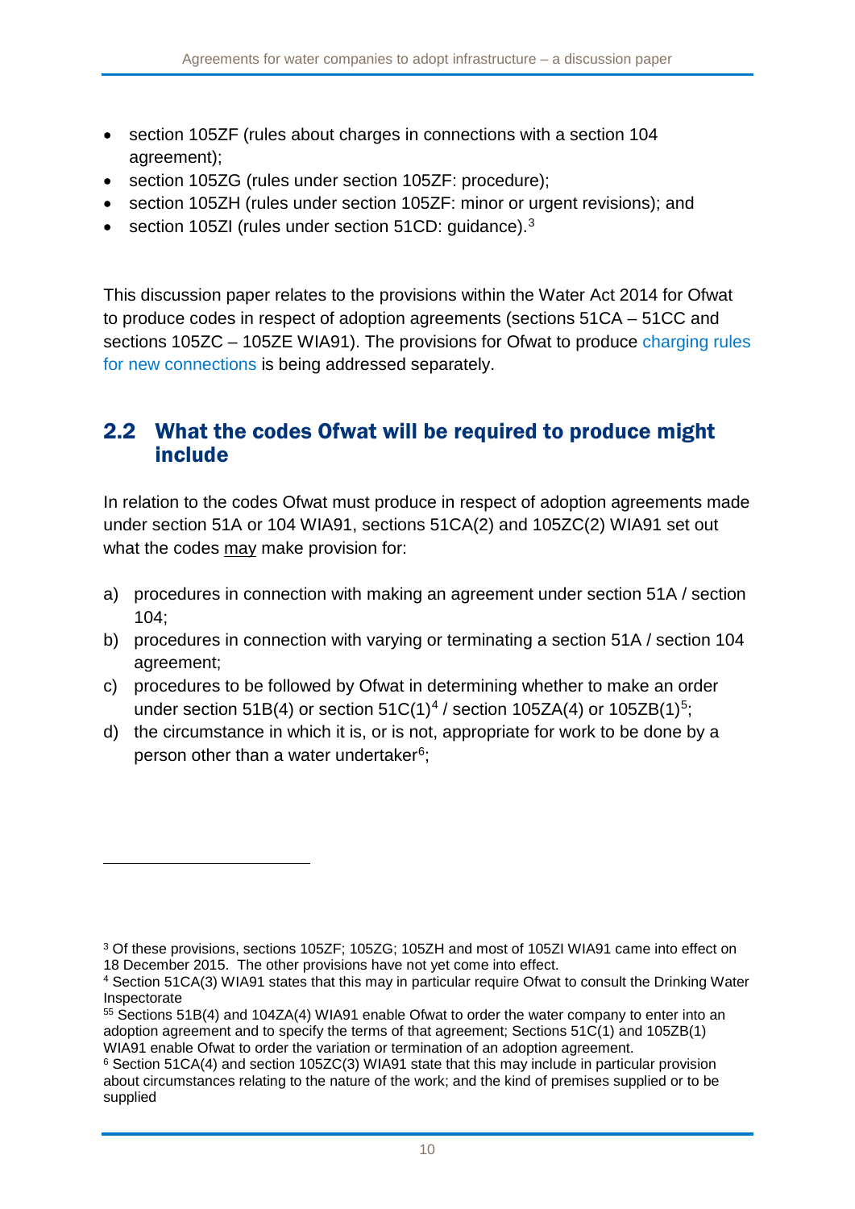- section 105ZF (rules about charges in connections with a section 104 agreement);
- section 105ZG (rules under section 105ZF: procedure);
- section 105ZH (rules under section 105ZF: minor or urgent revisions); and
- section 105ZI (rules under section 51CD: guidance).[3]

This discussion paper relates to the provisions within the Water Act 2014 for Ofwat to produce codes in respect of adoption agreements (sections 51CA – 51CC and sections 105ZC – 105ZE WIA91). The provisions for Ofwat to produce charging rules for new connections is being addressed separately.

## 2.2 What the codes Ofwat will be required to produce might include

In relation to the codes Ofwat must produce in respect of adoption agreements made under section 51A or 104 WIA91, sections 51CA(2) and 105ZC(2) WIA91 set out what the codes may make provision for:

a) procedures in connection with making an agreement under section 51A / section 104;
b) procedures in connection with varying or terminating a section 51A / section 104 agreement;
c) procedures to be followed by Ofwat in determining whether to make an order under section 51B(4) or section 51C(1)[4] / section 105ZA(4) or 105ZB(1)[5];
d) the circumstance in which it is, or is not, appropriate for work to be done by a person other than a water undertaker[6];

---

[3] Of these provisions, sections 105ZF; 105ZG; 105ZH and most of 105ZI WIA91 came into effect on 18 December 2015. The other provisions have not yet come into effect.

[4] Section 51CA(3) WIA91 states that this may in particular require Ofwat to consult the Drinking Water Inspectorate

[55] Sections 51B(4) and 104ZA(4) WIA91 enable Ofwat to order the water company to enter into an adoption agreement and to specify the terms of that agreement; Sections 51C(1) and 105ZB(1) WIA91 enable Ofwat to order the variation or termination of an adoption agreement.

[6] Section 51CA(4) and section 105ZC(3) WIA91 state that this may include in particular provision about circumstances relating to the nature of the work; and the kind of premises supplied or to be supplied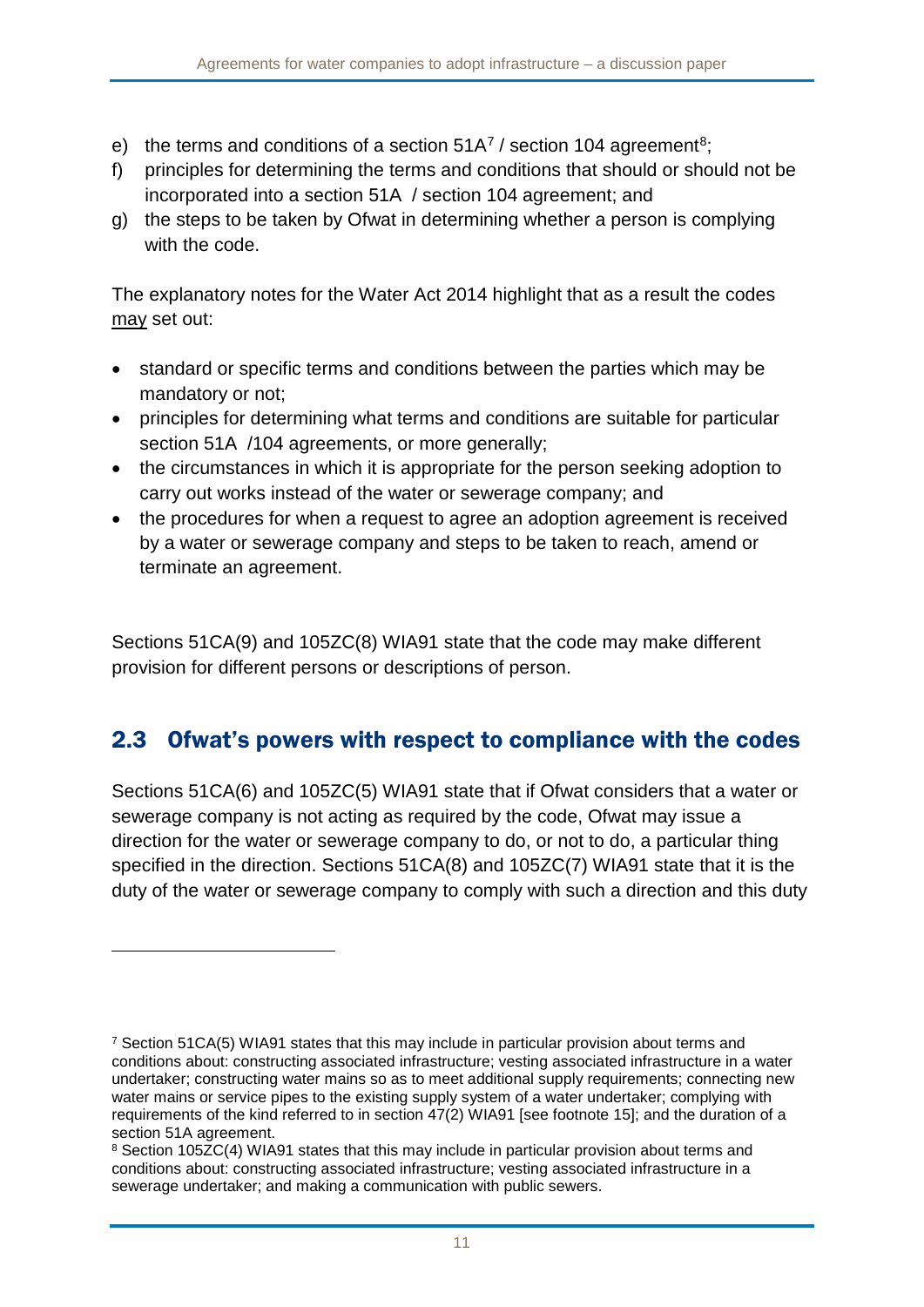e) the terms and conditions of a section 51A[7] / section 104 agreement[8];
f) principles for determining the terms and conditions that should or should not be incorporated into a section 51A / section 104 agreement; and
g) the steps to be taken by Ofwat in determining whether a person is complying with the code.

The explanatory notes for the Water Act 2014 highlight that as a result the codes may set out:

- standard or specific terms and conditions between the parties which may be mandatory or not;
- principles for determining what terms and conditions are suitable for particular section 51A /104 agreements, or more generally;
- the circumstances in which it is appropriate for the person seeking adoption to carry out works instead of the water or sewerage company; and
- the procedures for when a request to agree an adoption agreement is received by a water or sewerage company and steps to be taken to reach, amend or terminate an agreement.

Sections 51CA(9) and 105ZC(8) WIA91 state that the code may make different provision for different persons or descriptions of person.

## 2.3 Ofwat's powers with respect to compliance with the codes

Sections 51CA(6) and 105ZC(5) WIA91 state that if Ofwat considers that a water or sewerage company is not acting as required by the code, Ofwat may issue a direction for the water or sewerage company to do, or not to do, a particular thing specified in the direction. Sections 51CA(8) and 105ZC(7) WIA91 state that it is the duty of the water or sewerage company to comply with such a direction and this duty

---

[7] Section 51CA(5) WIA91 states that this may include in particular provision about terms and conditions about: constructing associated infrastructure; vesting associated infrastructure in a water undertaker; constructing water mains so as to meet additional supply requirements; connecting new water mains or service pipes to the existing supply system of a water undertaker; complying with requirements of the kind referred to in section 47(2) WIA91 [see footnote 15]; and the duration of a section 51A agreement.

[8] Section 105ZC(4) WIA91 states that this may include in particular provision about terms and conditions about: constructing associated infrastructure; vesting associated infrastructure in a sewerage undertaker; and making a communication with public sewers.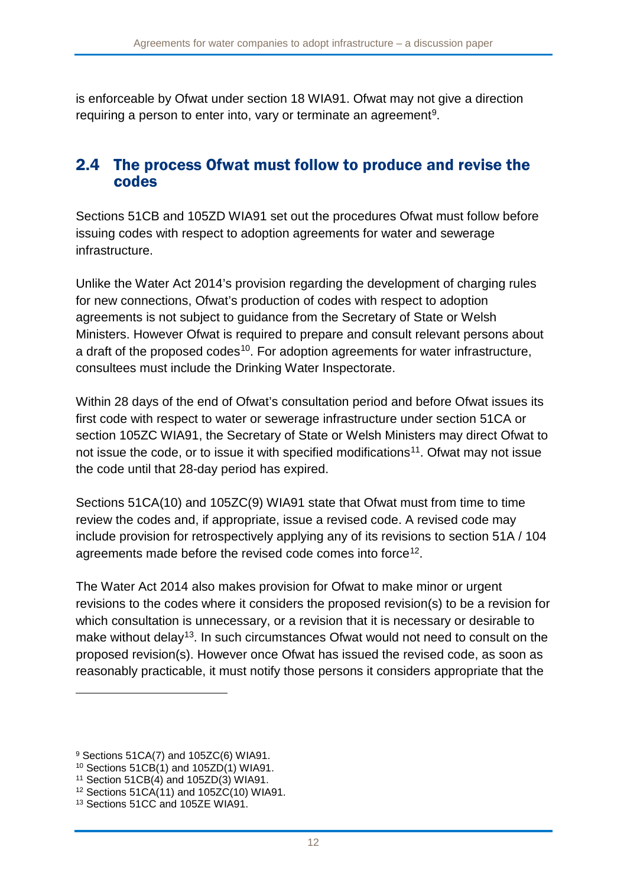is enforceable by Ofwat under section 18 WIA91. Ofwat may not give a direction requiring a person to enter into, vary or terminate an agreement[9].

## 2.4 The process Ofwat must follow to produce and revise the codes

Sections 51CB and 105ZD WIA91 set out the procedures Ofwat must follow before issuing codes with respect to adoption agreements for water and sewerage infrastructure.

Unlike the Water Act 2014's provision regarding the development of charging rules for new connections, Ofwat's production of codes with respect to adoption agreements is not subject to guidance from the Secretary of State or Welsh Ministers. However Ofwat is required to prepare and consult relevant persons about a draft of the proposed codes[10]. For adoption agreements for water infrastructure, consultees must include the Drinking Water Inspectorate.

Within 28 days of the end of Ofwat's consultation period and before Ofwat issues its first code with respect to water or sewerage infrastructure under section 51CA or section 105ZC WIA91, the Secretary of State or Welsh Ministers may direct Ofwat to not issue the code, or to issue it with specified modifications[11]. Ofwat may not issue the code until that 28-day period has expired.

Sections 51CA(10) and 105ZC(9) WIA91 state that Ofwat must from time to time review the codes and, if appropriate, issue a revised code. A revised code may include provision for retrospectively applying any of its revisions to section 51A / 104 agreements made before the revised code comes into force[12].

The Water Act 2014 also makes provision for Ofwat to make minor or urgent revisions to the codes where it considers the proposed revision(s) to be a revision for which consultation is unnecessary, or a revision that it is necessary or desirable to make without delay[13]. In such circumstances Ofwat would not need to consult on the proposed revision(s). However once Ofwat has issued the revised code, as soon as reasonably practicable, it must notify those persons it considers appropriate that the

---

[9] Sections 51CA(7) and 105ZC(6) WIA91.

[10] Sections 51CB(1) and 105ZD(1) WIA91.

[11] Section 51CB(4) and 105ZD(3) WIA91.

[12] Sections 51CA(11) and 105ZC(10) WIA91.

[13] Sections 51CC and 105ZE WIA91.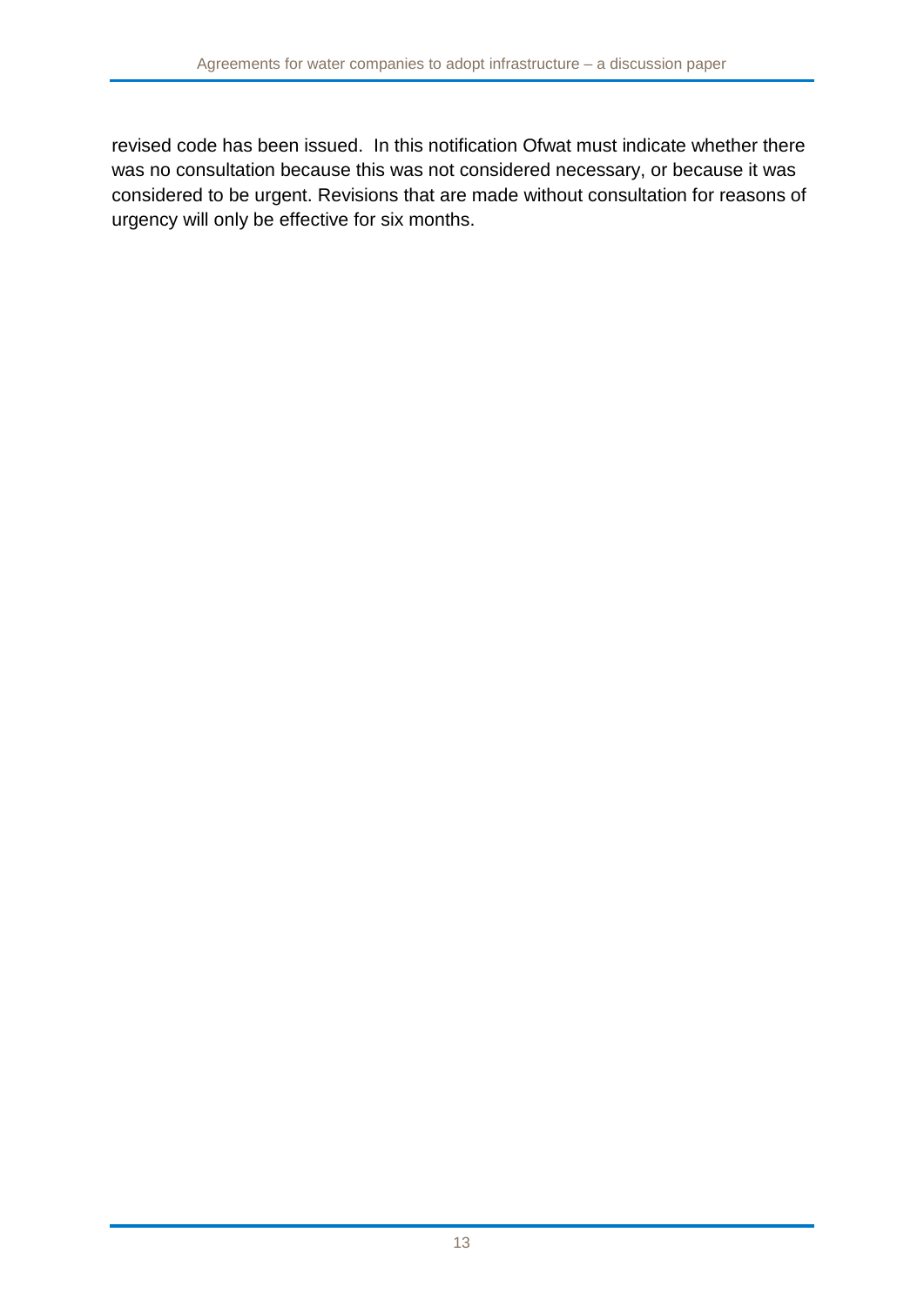revised code has been issued.  In this notification Ofwat must indicate whether there was no consultation because this was not considered necessary, or because it was considered to be urgent. Revisions that are made without consultation for reasons of urgency will only be effective for six months.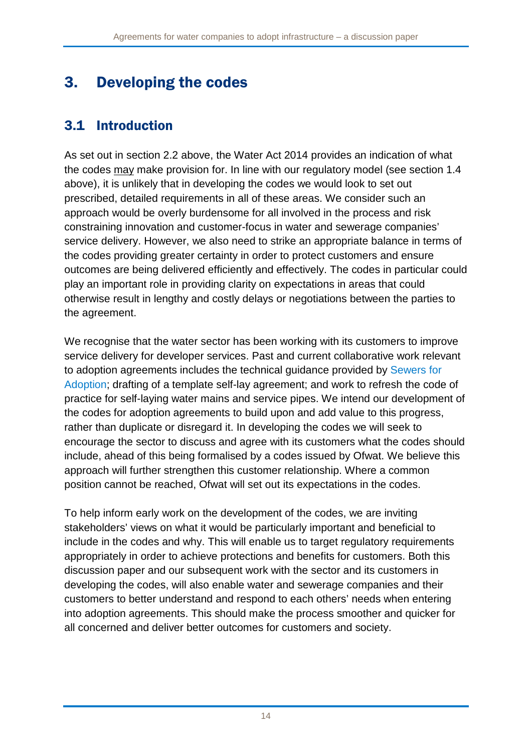# 3. Developing the codes

## 3.1 Introduction

As set out in section 2.2 above, the Water Act 2014 provides an indication of what the codes may make provision for. In line with our regulatory model (see section 1.4 above), it is unlikely that in developing the codes we would look to set out prescribed, detailed requirements in all of these areas. We consider such an approach would be overly burdensome for all involved in the process and risk constraining innovation and customer-focus in water and sewerage companies' service delivery. However, we also need to strike an appropriate balance in terms of the codes providing greater certainty in order to protect customers and ensure outcomes are being delivered efficiently and effectively. The codes in particular could play an important role in providing clarity on expectations in areas that could otherwise result in lengthy and costly delays or negotiations between the parties to the agreement.

We recognise that the water sector has been working with its customers to improve service delivery for developer services. Past and current collaborative work relevant to adoption agreements includes the technical guidance provided by Sewers for Adoption; drafting of a template self-lay agreement; and work to refresh the code of practice for self-laying water mains and service pipes. We intend our development of the codes for adoption agreements to build upon and add value to this progress, rather than duplicate or disregard it. In developing the codes we will seek to encourage the sector to discuss and agree with its customers what the codes should include, ahead of this being formalised by a codes issued by Ofwat. We believe this approach will further strengthen this customer relationship. Where a common position cannot be reached, Ofwat will set out its expectations in the codes.

To help inform early work on the development of the codes, we are inviting stakeholders' views on what it would be particularly important and beneficial to include in the codes and why. This will enable us to target regulatory requirements appropriately in order to achieve protections and benefits for customers. Both this discussion paper and our subsequent work with the sector and its customers in developing the codes, will also enable water and sewerage companies and their customers to better understand and respond to each others' needs when entering into adoption agreements. This should make the process smoother and quicker for all concerned and deliver better outcomes for customers and society.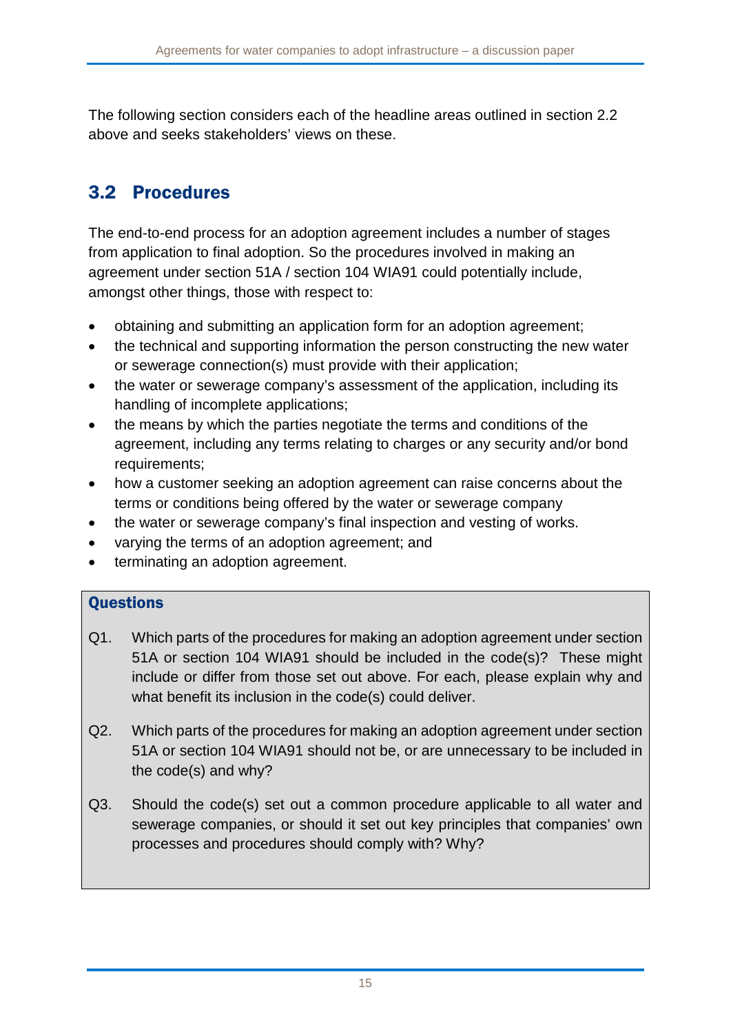The following section considers each of the headline areas outlined in section 2.2 above and seeks stakeholders' views on these.

## 3.2 Procedures

The end-to-end process for an adoption agreement includes a number of stages from application to final adoption. So the procedures involved in making an agreement under section 51A / section 104 WIA91 could potentially include, amongst other things, those with respect to:

- obtaining and submitting an application form for an adoption agreement;
- the technical and supporting information the person constructing the new water or sewerage connection(s) must provide with their application;
- the water or sewerage company's assessment of the application, including its handling of incomplete applications;
- the means by which the parties negotiate the terms and conditions of the agreement, including any terms relating to charges or any security and/or bond requirements;
- how a customer seeking an adoption agreement can raise concerns about the terms or conditions being offered by the water or sewerage company
- the water or sewerage company's final inspection and vesting of works.
- varying the terms of an adoption agreement; and
- terminating an adoption agreement.

### Questions

Q1. Which parts of the procedures for making an adoption agreement under section 51A or section 104 WIA91 should be included in the code(s)? These might include or differ from those set out above. For each, please explain why and what benefit its inclusion in the code(s) could deliver.

Q2. Which parts of the procedures for making an adoption agreement under section 51A or section 104 WIA91 should not be, or are unnecessary to be included in the code(s) and why?

Q3. Should the code(s) set out a common procedure applicable to all water and sewerage companies, or should it set out key principles that companies' own processes and procedures should comply with? Why?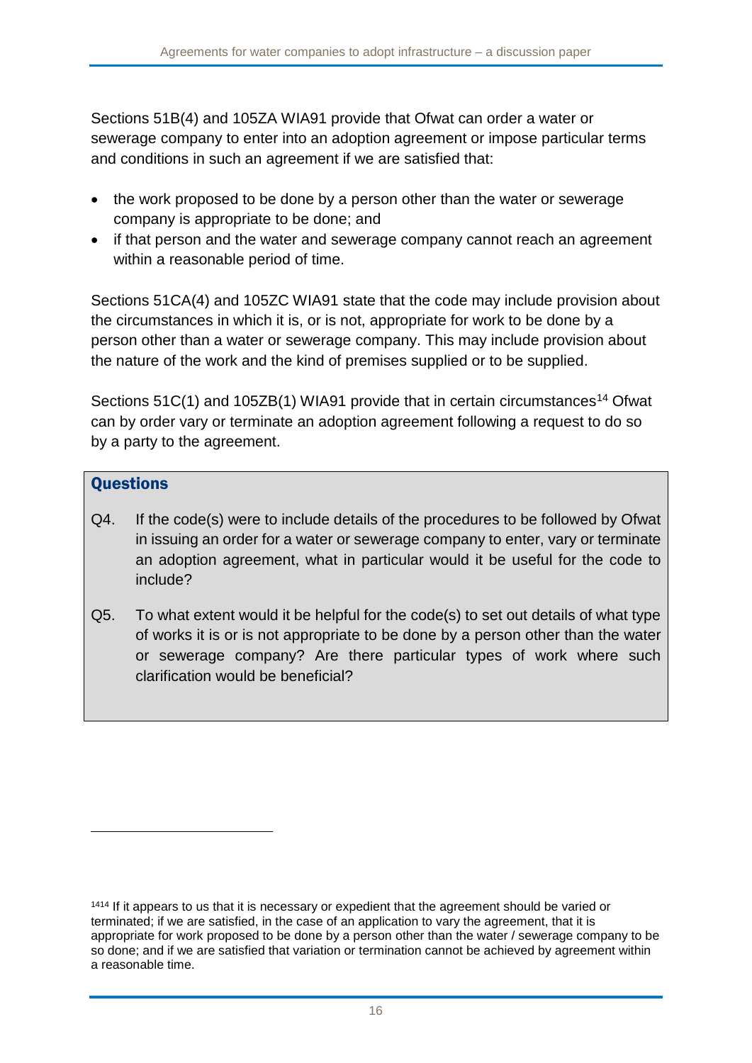Sections 51B(4) and 105ZA WIA91 provide that Ofwat can order a water or sewerage company to enter into an adoption agreement or impose particular terms and conditions in such an agreement if we are satisfied that:

- the work proposed to be done by a person other than the water or sewerage company is appropriate to be done; and
- if that person and the water and sewerage company cannot reach an agreement within a reasonable period of time.

Sections 51CA(4) and 105ZC WIA91 state that the code may include provision about the circumstances in which it is, or is not, appropriate for work to be done by a person other than a water or sewerage company. This may include provision about the nature of the work and the kind of premises supplied or to be supplied.

Sections 51C(1) and 105ZB(1) WIA91 provide that in certain circumstances[14] Ofwat can by order vary or terminate an adoption agreement following a request to do so by a party to the agreement.

### Questions

Q4. If the code(s) were to include details of the procedures to be followed by Ofwat in issuing an order for a water or sewerage company to enter, vary or terminate an adoption agreement, what in particular would it be useful for the code to include?

Q5. To what extent would it be helpful for the code(s) to set out details of what type of works it is or is not appropriate to be done by a person other than the water or sewerage company? Are there particular types of work where such clarification would be beneficial?

[14] If it appears to us that it is necessary or expedient that the agreement should be varied or terminated; if we are satisfied, in the case of an application to vary the agreement, that it is appropriate for work proposed to be done by a person other than the water / sewerage company to be so done; and if we are satisfied that variation or termination cannot be achieved by agreement within a reasonable time.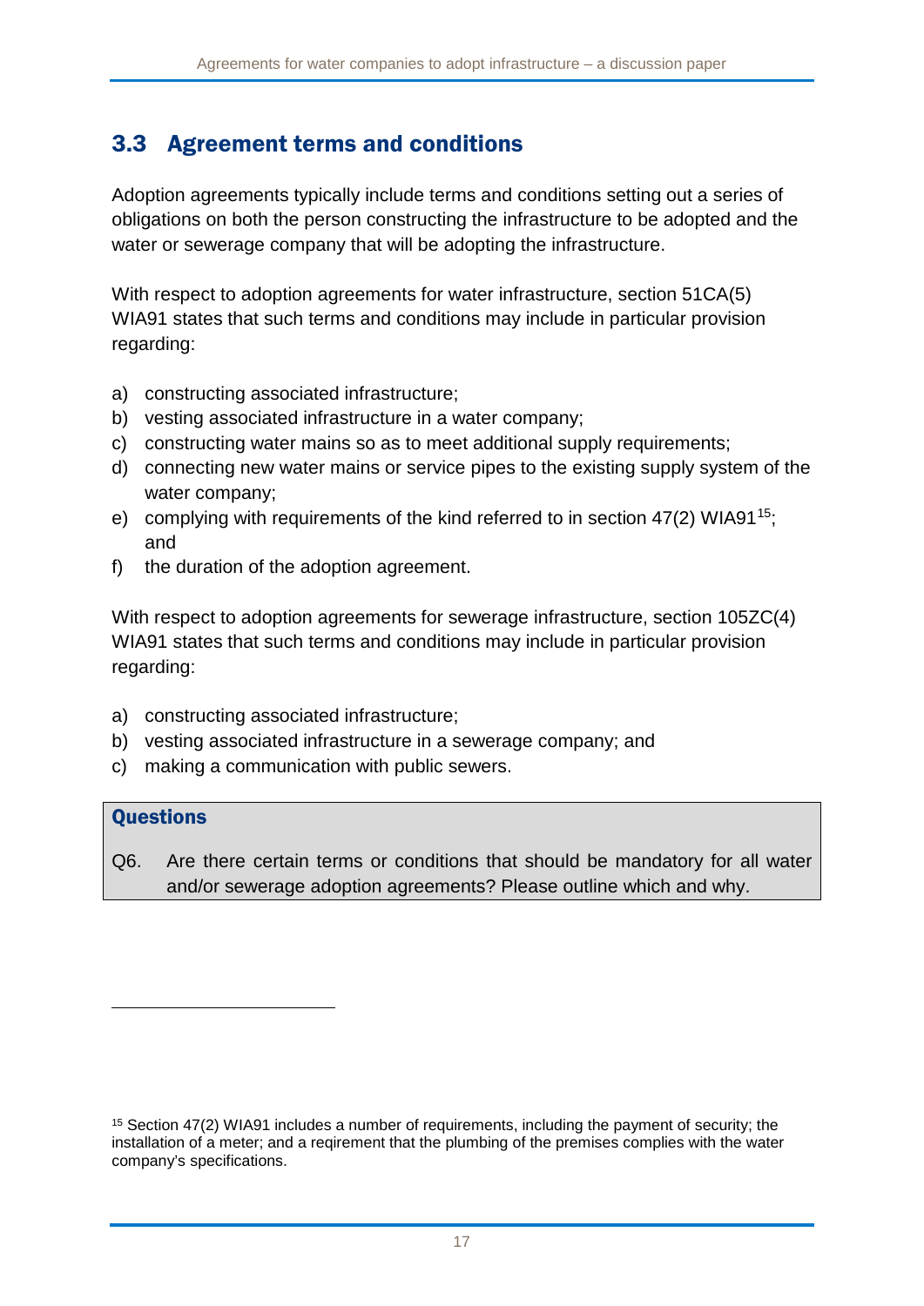## 3.3 Agreement terms and conditions

Adoption agreements typically include terms and conditions setting out a series of obligations on both the person constructing the infrastructure to be adopted and the water or sewerage company that will be adopting the infrastructure.

With respect to adoption agreements for water infrastructure, section 51CA(5) WIA91 states that such terms and conditions may include in particular provision regarding:

a) constructing associated infrastructure;
b) vesting associated infrastructure in a water company;
c) constructing water mains so as to meet additional supply requirements;
d) connecting new water mains or service pipes to the existing supply system of the water company;
e) complying with requirements of the kind referred to in section 47(2) WIA91[15]; and
f) the duration of the adoption agreement.

With respect to adoption agreements for sewerage infrastructure, section 105ZC(4) WIA91 states that such terms and conditions may include in particular provision regarding:

a) constructing associated infrastructure;
b) vesting associated infrastructure in a sewerage company; and
c) making a communication with public sewers.

**Questions**

Q6. Are there certain terms or conditions that should be mandatory for all water and/or sewerage adoption agreements? Please outline which and why.

---

[15] Section 47(2) WIA91 includes a number of requirements, including the payment of security; the installation of a meter; and a reqirement that the plumbing of the premises complies with the water company's specifications.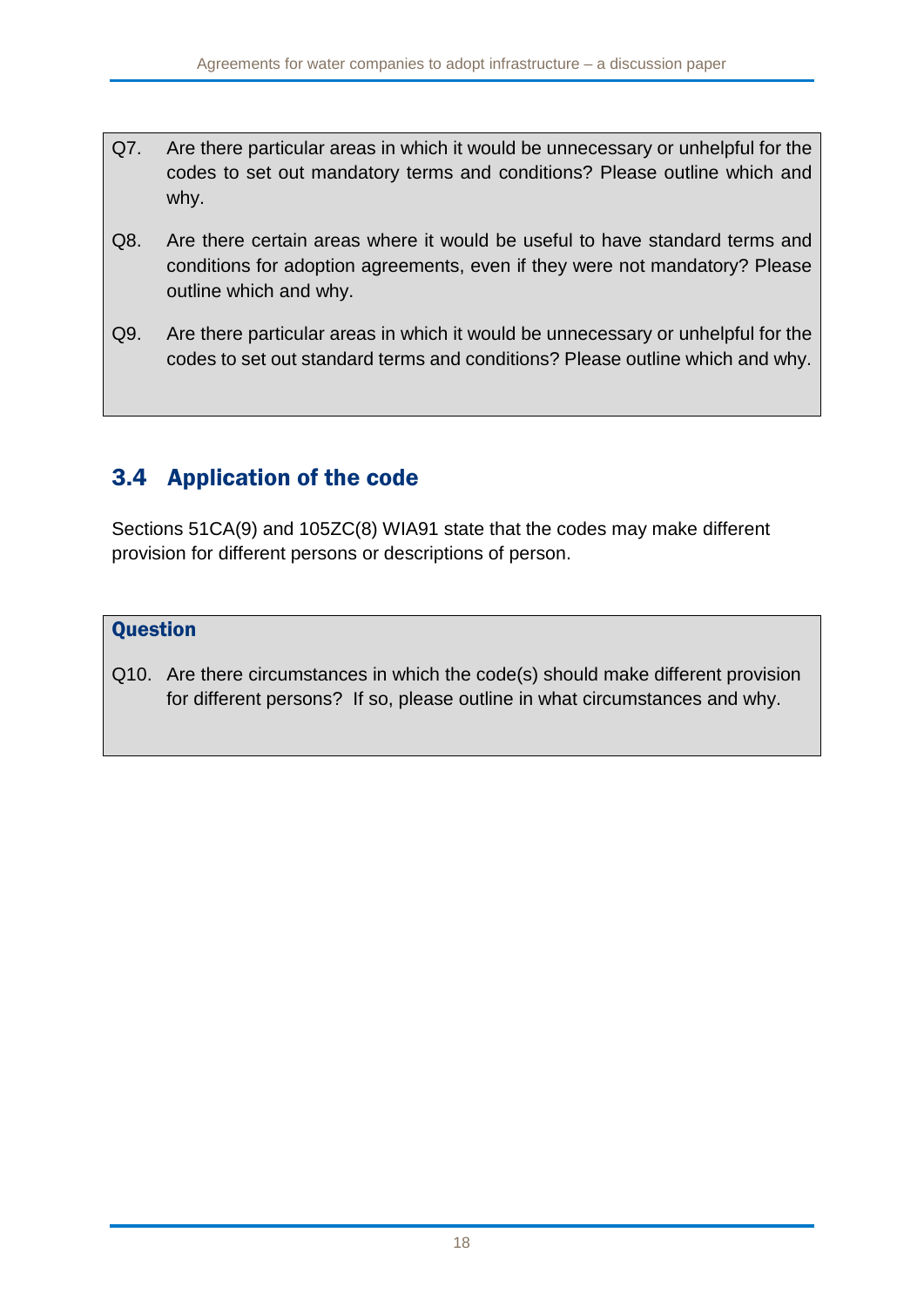Q7. Are there particular areas in which it would be unnecessary or unhelpful for the codes to set out mandatory terms and conditions? Please outline which and why.

Q8. Are there certain areas where it would be useful to have standard terms and conditions for adoption agreements, even if they were not mandatory? Please outline which and why.

Q9. Are there particular areas in which it would be unnecessary or unhelpful for the codes to set out standard terms and conditions? Please outline which and why.

## 3.4 Application of the code

Sections 51CA(9) and 105ZC(8) WIA91 state that the codes may make different provision for different persons or descriptions of person.

**Question**

Q10. Are there circumstances in which the code(s) should make different provision for different persons? If so, please outline in what circumstances and why.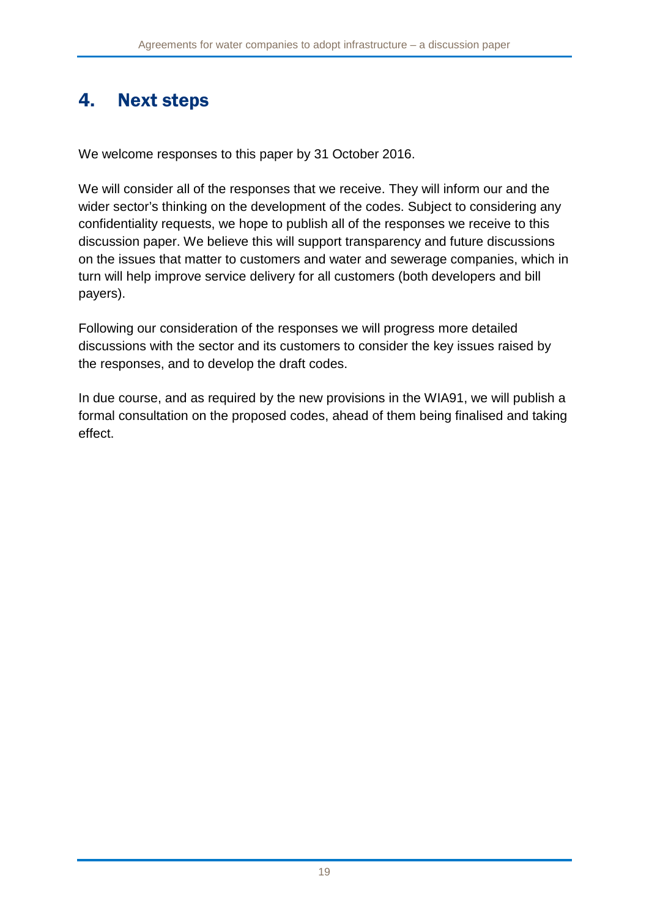# 4. Next steps

We welcome responses to this paper by 31 October 2016.

We will consider all of the responses that we receive. They will inform our and the wider sector's thinking on the development of the codes. Subject to considering any confidentiality requests, we hope to publish all of the responses we receive to this discussion paper. We believe this will support transparency and future discussions on the issues that matter to customers and water and sewerage companies, which in turn will help improve service delivery for all customers (both developers and bill payers).

Following our consideration of the responses we will progress more detailed discussions with the sector and its customers to consider the key issues raised by the responses, and to develop the draft codes.

In due course, and as required by the new provisions in the WIA91, we will publish a formal consultation on the proposed codes, ahead of them being finalised and taking effect.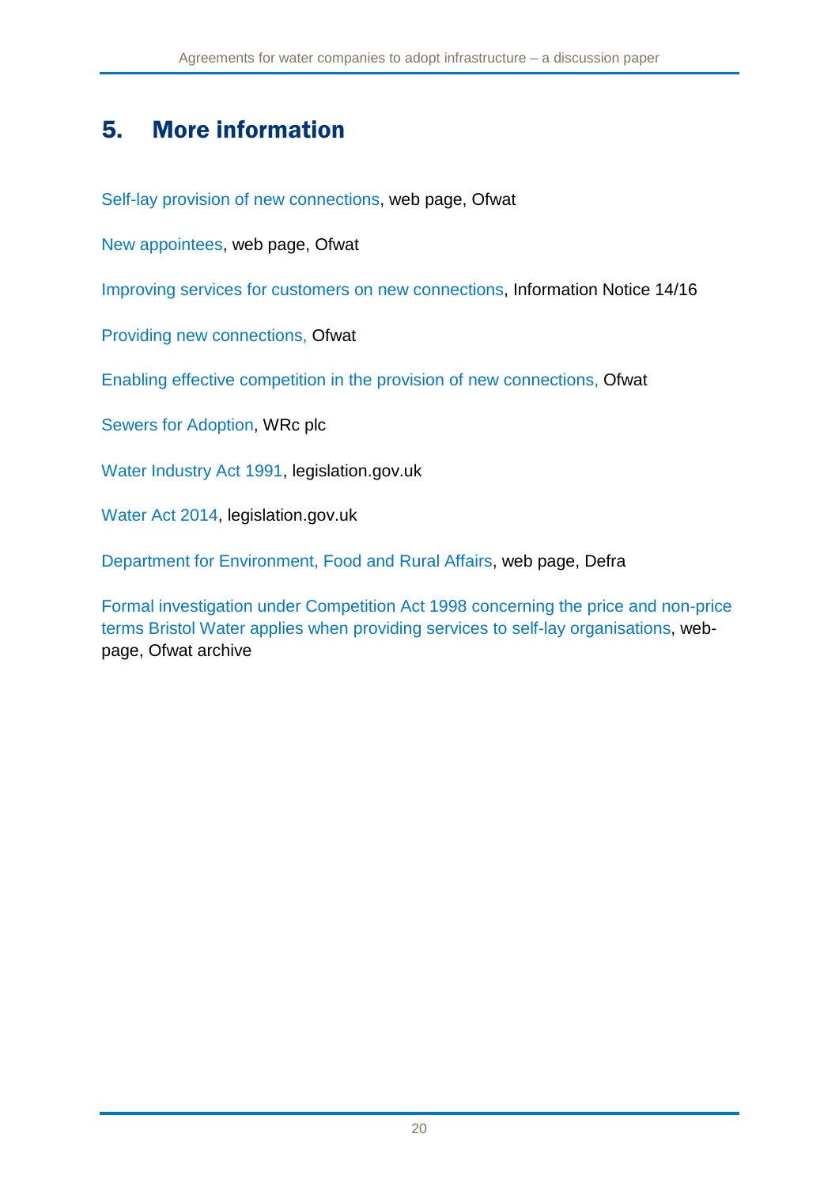# 5. More information

Self-lay provision of new connections, web page, Ofwat

New appointees, web page, Ofwat

Improving services for customers on new connections, Information Notice 14/16

Providing new connections, Ofwat

Enabling effective competition in the provision of new connections, Ofwat

Sewers for Adoption, WRc plc

Water Industry Act 1991, legislation.gov.uk

Water Act 2014, legislation.gov.uk

Department for Environment, Food and Rural Affairs, web page, Defra

Formal investigation under Competition Act 1998 concerning the price and non-price terms Bristol Water applies when providing services to self-lay organisations, web-page, Ofwat archive